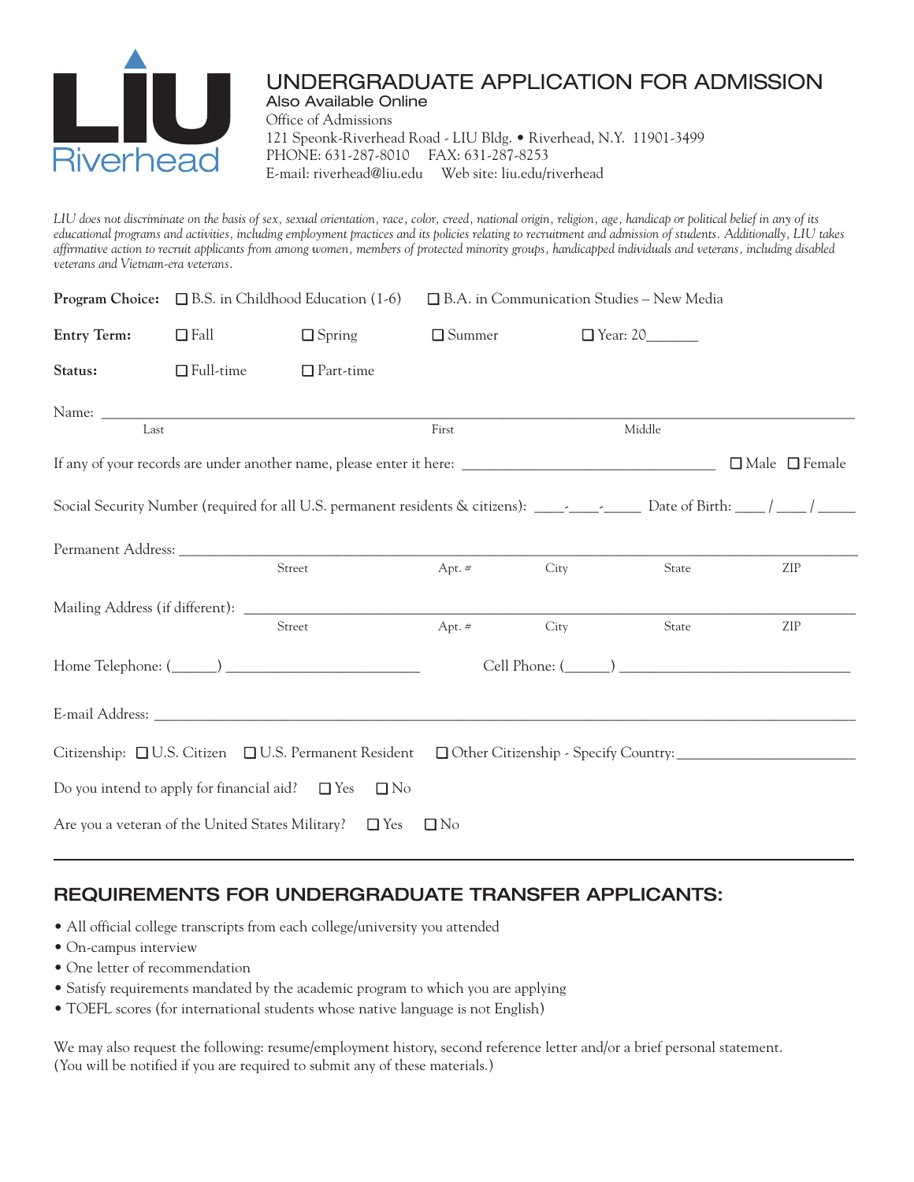LIU Riverhead

# UNDERGRADUATE APPLICATION FOR ADMISSION

**Also Available Online**

Office of Admissions
121 Speonk-Riverhead Road - LIU Bldg. • Riverhead, N.Y. 11901-3499
PHONE: 631-287-8010    FAX: 631-287-8253
E-mail: riverhead@liu.edu    Web site: liu.edu/riverhead

*LIU does not discriminate on the basis of sex, sexual orientation, race, color, creed, national origin, religion, age, handicap or political belief in any of its educational programs and activities, including employment practices and its policies relating to recruitment and admission of students. Additionally, LIU takes affirmative action to recruit applicants from among women, members of protected minority groups, handicapped individuals and veterans, including disabled veterans and Vietnam-era veterans.*

**Program Choice:** ☐ B.S. in Childhood Education (1-6)  ☐ B.A. in Communication Studies – New Media

**Entry Term:** ☐ Fall  ☐ Spring  ☐ Summer  ☐ Year: 20_______

**Status:** ☐ Full-time  ☐ Part-time

Name: ______________________________________________________________________
Last  First  Middle

If any of your records are under another name, please enter it here: ______________________________ ☐ Male ☐ Female

Social Security Number (required for all U.S. permanent residents & citizens): ____-____-_____ Date of Birth: ____ / ____ / _____

Permanent Address: ______________________________________________________________
Street  Apt. #  City  State  ZIP

Mailing Address (if different): _________________________________________________
Street  Apt. #  City  State  ZIP

Home Telephone: (______) ________________________  Cell Phone: (______) ______________________________

E-mail Address: ____________________________________________________________________

Citizenship: ☐ U.S. Citizen ☐ U.S. Permanent Resident ☐ Other Citizenship - Specify Country: ______________________

Do you intend to apply for financial aid? ☐ Yes ☐ No

Are you a veteran of the United States Military? ☐ Yes ☐ No

## REQUIREMENTS FOR UNDERGRADUATE TRANSFER APPLICANTS:

- All official college transcripts from each college/university you attended
- On-campus interview
- One letter of recommendation
- Satisfy requirements mandated by the academic program to which you are applying
- TOEFL scores (for international students whose native language is not English)

We may also request the following: resume/employment history, second reference letter and/or a brief personal statement. (You will be notified if you are required to submit any of these materials.)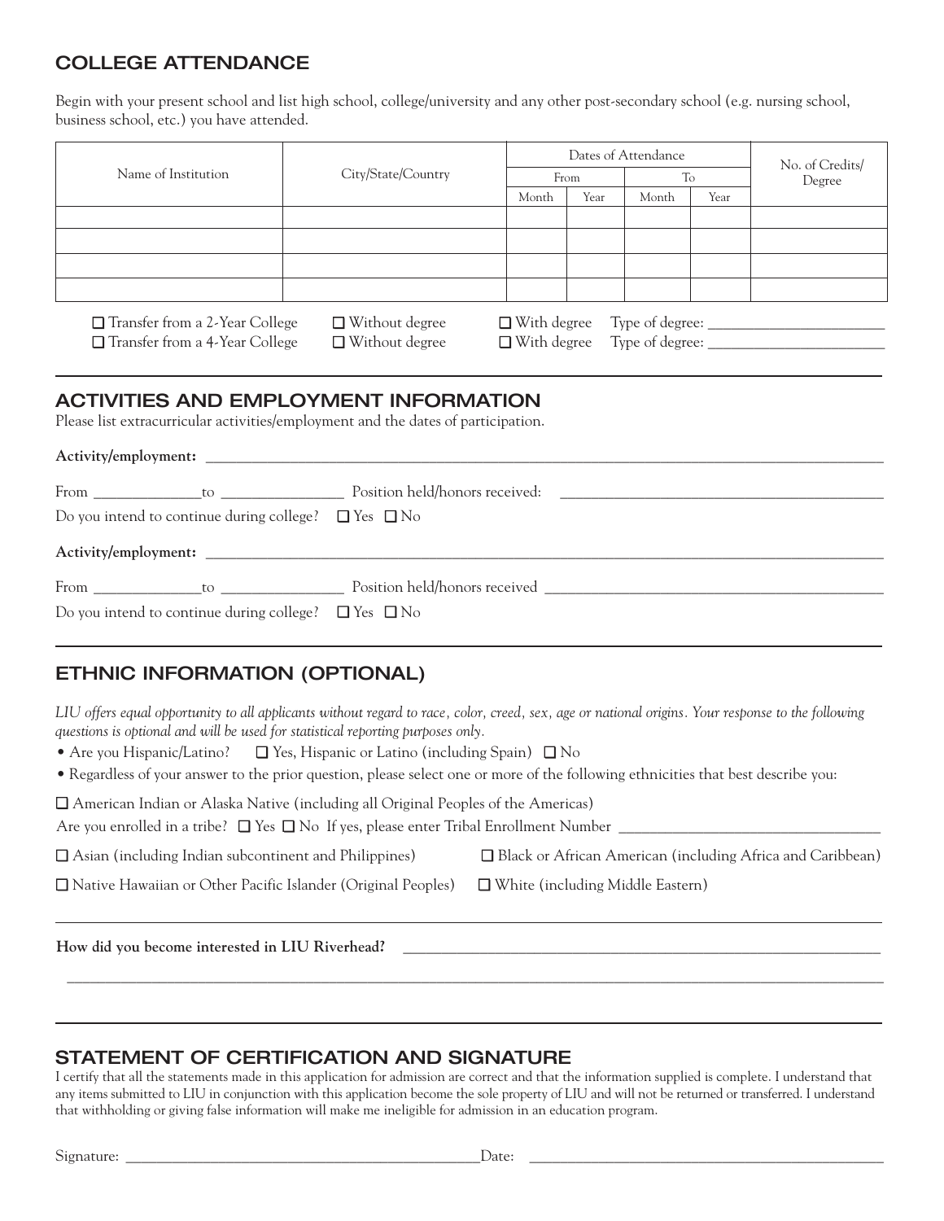## COLLEGE ATTENDANCE

Begin with your present school and list high school, college/university and any other post-secondary school (e.g. nursing school, business school, etc.) you have attended.

| Name of Institution | City/State/Country | Dates of Attendance | | | | No. of Credits/ Degree |
|---|---|---|---|---|---|---|
| | | From | | To | | |
| | | Month | Year | Month | Year | |
| | | | | | | |
| | | | | | | |
| | | | | | | |
| | | | | | | |

☐ Transfer from a 2-Year College ☐ Without degree ☐ With degree Type of degree: ____________________

☐ Transfer from a 4-Year College ☐ Without degree ☐ With degree Type of degree: ____________________

## ACTIVITIES AND EMPLOYMENT INFORMATION

Please list extracurricular activities/employment and the dates of participation.

**Activity/employment:** ____________________________________________

From ____________ to ______________ Position held/honors received: ______________________________

Do you intend to continue during college? ☐ Yes ☐ No

**Activity/employment:** ____________________________________________

From ____________ to ______________ Position held/honors received ______________________________

Do you intend to continue during college? ☐ Yes ☐ No

## ETHNIC INFORMATION (OPTIONAL)

*LIU offers equal opportunity to all applicants without regard to race, color, creed, sex, age or national origins. Your response to the following questions is optional and will be used for statistical reporting purposes only.*

- Are you Hispanic/Latino? ☐ Yes, Hispanic or Latino (including Spain) ☐ No
- Regardless of your answer to the prior question, please select one or more of the following ethnicities that best describe you:

☐ American Indian or Alaska Native (including all Original Peoples of the Americas)

Are you enrolled in a tribe? ☐ Yes ☐ No If yes, please enter Tribal Enrollment Number ______________________________

☐ Asian (including Indian subcontinent and Philippines) ☐ Black or African American (including Africa and Caribbean)

☐ Native Hawaiian or Other Pacific Islander (Original Peoples) ☐ White (including Middle Eastern)

**How did you become interested in LIU Riverhead?** ____________________________________________

____________________________________________________________________________

## STATEMENT OF CERTIFICATION AND SIGNATURE

I certify that all the statements made in this application for admission are correct and that the information supplied is complete. I understand that any items submitted to LIU in conjunction with this application become the sole property of LIU and will not be returned or transferred. I understand that withholding or giving false information will make me ineligible for admission in an education program.

Signature: ________________________________________ Date: ________________________________________